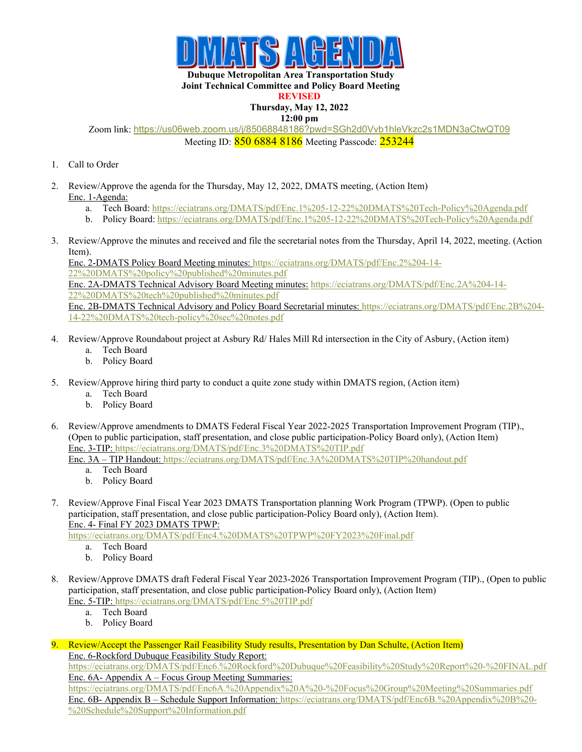# DMATS AGENDA

**Dubuque Metropolitan Area Transportation Study**
**Joint Technical Committee and Policy Board Meeting**
**REVISED**
**Thursday, May 12, 2022**
**12:00 pm**

Zoom link: https://us06web.zoom.us/j/85068848186?pwd=SGh2d0Vvb1hleVkzc2s1MDN3aCtwQT09
Meeting ID: 850 6884 8186 Meeting Passcode: 253244

1. Call to Order

2. Review/Approve the agenda for the Thursday, May 12, 2022, DMATS meeting, (Action Item)
   Enc. 1-Agenda:
   a. Tech Board: https://eciatrans.org/DMATS/pdf/Enc.1%205-12-22%20DMATS%20Tech-Policy%20Agenda.pdf
   b. Policy Board: https://eciatrans.org/DMATS/pdf/Enc.1%205-12-22%20DMATS%20Tech-Policy%20Agenda.pdf

3. Review/Approve the minutes and received and file the secretarial notes from the Thursday, April 14, 2022, meeting. (Action Item).
   Enc. 2-DMATS Policy Board Meeting minutes: https://eciatrans.org/DMATS/pdf/Enc.2%204-14-22%20DMATS%20policy%20published%20minutes.pdf
   Enc. 2A-DMATS Technical Advisory Board Meeting minutes: https://eciatrans.org/DMATS/pdf/Enc.2A%204-14-22%20DMATS%20tech%20published%20minutes.pdf
   Enc. 2B-DMATS Technical Advisory and Policy Board Secretarial minutes: https://eciatrans.org/DMATS/pdf/Enc.2B%204-14-22%20DMATS%20tech-policy%20sec%20notes.pdf

4. Review/Approve Roundabout project at Asbury Rd/ Hales Mill Rd intersection in the City of Asbury, (Action item)
   a. Tech Board
   b. Policy Board

5. Review/Approve hiring third party to conduct a quite zone study within DMATS region, (Action item)
   a. Tech Board
   b. Policy Board

6. Review/Approve amendments to DMATS Federal Fiscal Year 2022-2025 Transportation Improvement Program (TIP)., (Open to public participation, staff presentation, and close public participation-Policy Board only), (Action Item)
   Enc. 3-TIP: https://eciatrans.org/DMATS/pdf/Enc.3%20DMATS%20TIP.pdf
   Enc. 3A – TIP Handout: https://eciatrans.org/DMATS/pdf/Enc.3A%20DMATS%20TIP%20handout.pdf
   a. Tech Board
   b. Policy Board

7. Review/Approve Final Fiscal Year 2023 DMATS Transportation planning Work Program (TPWP). (Open to public participation, staff presentation, and close public participation-Policy Board only), (Action Item).
   Enc. 4- Final FY 2023 DMATS TPWP:
   https://eciatrans.org/DMATS/pdf/Enc4.%20DMATS%20TPWP%20FY2023%20Final.pdf
   a. Tech Board
   b. Policy Board

8. Review/Approve DMATS draft Federal Fiscal Year 2023-2026 Transportation Improvement Program (TIP)., (Open to public participation, staff presentation, and close public participation-Policy Board only), (Action Item)
   Enc. 5-TIP: https://eciatrans.org/DMATS/pdf/Enc.5%20TIP.pdf
   a. Tech Board
   b. Policy Board

9. Review/Accept the Passenger Rail Feasibility Study results, Presentation by Dan Schulte, (Action Item)
   Enc. 6-Rockford Dubuque Feasibility Study Report:
   https://eciatrans.org/DMATS/pdf/Enc6.%20Rockford%20Dubuque%20Feasibility%20Study%20Report%20-%20FINAL.pdf
   Enc. 6A- Appendix A – Focus Group Meeting Summaries:
   https://eciatrans.org/DMATS/pdf/Enc6A.%20Appendix%20A%20-%20Focus%20Group%20Meeting%20Summaries.pdf
   Enc. 6B- Appendix B – Schedule Support Information: https://eciatrans.org/DMATS/pdf/Enc6B.%20Appendix%20B%20-%20Schedule%20Support%20Information.pdf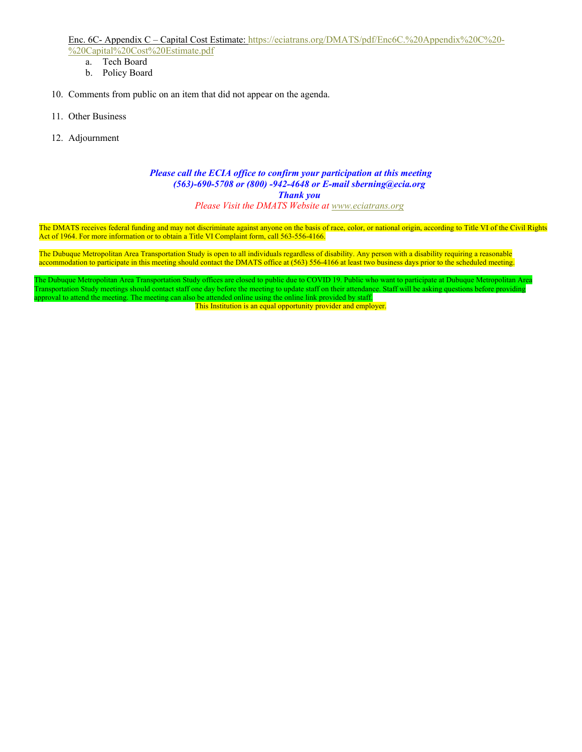Enc. 6C- Appendix C – Capital Cost Estimate: https://eciatrans.org/DMATS/pdf/Enc6C.%20Appendix%20C%20-%20Capital%20Cost%20Estimate.pdf

   a. Tech Board
   b. Policy Board

10. Comments from public on an item that did not appear on the agenda.

11. Other Business

12. Adjournment

***Please call the ECIA office to confirm your participation at this meeting***
***(563)-690-5708 or (800) -942-4648 or E-mail sberning@ecia.org***
***Thank you***
*Please Visit the DMATS Website at www.eciatrans.org*

The DMATS receives federal funding and may not discriminate against anyone on the basis of race, color, or national origin, according to Title VI of the Civil Rights Act of 1964. For more information or to obtain a Title VI Complaint form, call 563-556-4166.

The Dubuque Metropolitan Area Transportation Study is open to all individuals regardless of disability. Any person with a disability requiring a reasonable accommodation to participate in this meeting should contact the DMATS office at (563) 556-4166 at least two business days prior to the scheduled meeting.

The Dubuque Metropolitan Area Transportation Study offices are closed to public due to COVID 19. Public who want to participate at Dubuque Metropolitan Area Transportation Study meetings should contact staff one day before the meeting to update staff on their attendance. Staff will be asking questions before providing approval to attend the meeting. The meeting can also be attended online using the online link provided by staff.

This Institution is an equal opportunity provider and employer.